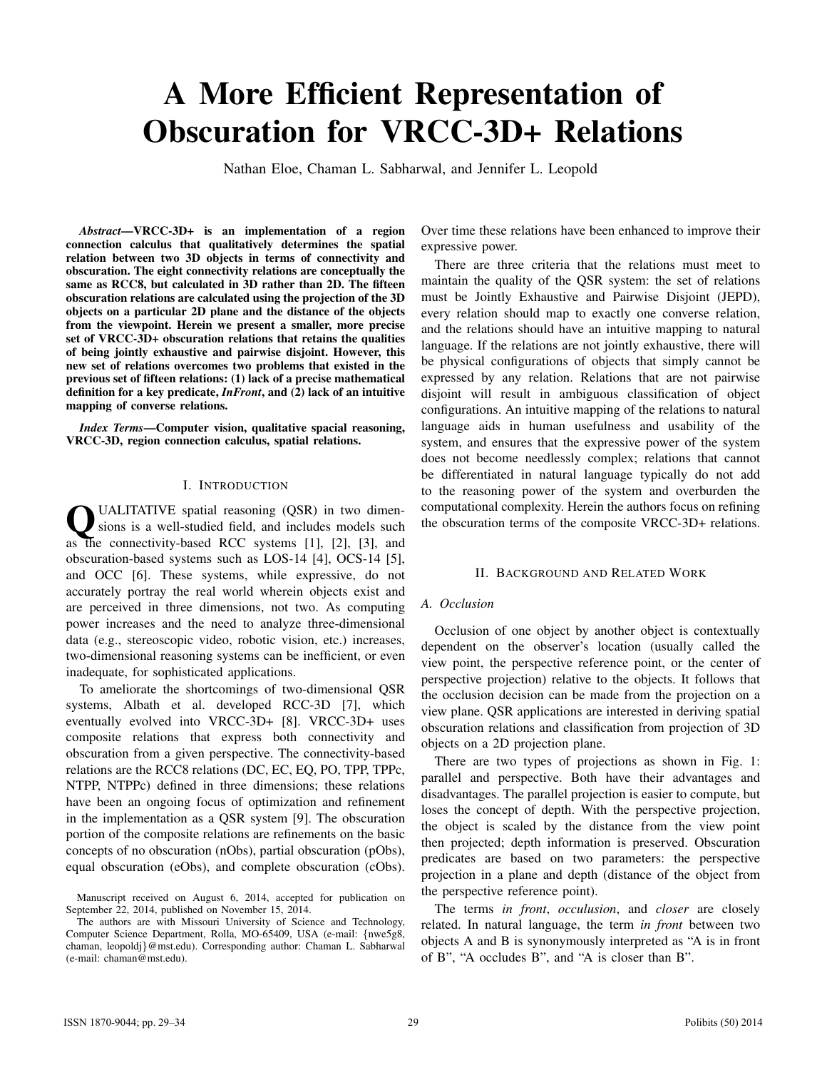# A More Efficient Representation of Obscuration for VRCC-3D+ Relations

Nathan Eloe, Chaman L. Sabharwal, and Jennifer L. Leopold

***Abstract*—VRCC-3D+ is an implementation of a region connection calculus that qualitatively determines the spatial relation between two 3D objects in terms of connectivity and obscuration. The eight connectivity relations are conceptually the same as RCC8, but calculated in 3D rather than 2D. The fifteen obscuration relations are calculated using the projection of the 3D objects on a particular 2D plane and the distance of the objects from the viewpoint. Herein we present a smaller, more precise set of VRCC-3D+ obscuration relations that retains the qualities of being jointly exhaustive and pairwise disjoint. However, this new set of relations overcomes two problems that existed in the previous set of fifteen relations: (1) lack of a precise mathematical definition for a key predicate, *InFront*, and (2) lack of an intuitive mapping of converse relations.**

***Index Terms*—Computer vision, qualitative spacial reasoning, VRCC-3D, region connection calculus, spatial relations.**

## I. Introduction

QUALITATIVE spatial reasoning (QSR) in two dimensions is a well-studied field, and includes models such as the connectivity-based RCC systems [1], [2], [3], and obscuration-based systems such as LOS-14 [4], OCS-14 [5], and OCC [6]. These systems, while expressive, do not accurately portray the real world wherein objects exist and are perceived in three dimensions, not two. As computing power increases and the need to analyze three-dimensional data (e.g., stereoscopic video, robotic vision, etc.) increases, two-dimensional reasoning systems can be inefficient, or even inadequate, for sophisticated applications.

To ameliorate the shortcomings of two-dimensional QSR systems, Albath et al. developed RCC-3D [7], which eventually evolved into VRCC-3D+ [8]. VRCC-3D+ uses composite relations that express both connectivity and obscuration from a given perspective. The connectivity-based relations are the RCC8 relations (DC, EC, EQ, PO, TPP, TPPc, NTPP, NTPPc) defined in three dimensions; these relations have been an ongoing focus of optimization and refinement in the implementation as a QSR system [9]. The obscuration portion of the composite relations are refinements on the basic concepts of no obscuration (nObs), partial obscuration (pObs), equal obscuration (eObs), and complete obscuration (cObs). Over time these relations have been enhanced to improve their expressive power.

There are three criteria that the relations must meet to maintain the quality of the QSR system: the set of relations must be Jointly Exhaustive and Pairwise Disjoint (JEPD), every relation should map to exactly one converse relation, and the relations should have an intuitive mapping to natural language. If the relations are not jointly exhaustive, there will be physical configurations of objects that simply cannot be expressed by any relation. Relations that are not pairwise disjoint will result in ambiguous classification of object configurations. An intuitive mapping of the relations to natural language aids in human usefulness and usability of the system, and ensures that the expressive power of the system does not become needlessly complex; relations that cannot be differentiated in natural language typically do not add to the reasoning power of the system and overburden the computational complexity. Herein the authors focus on refining the obscuration terms of the composite VRCC-3D+ relations.

## II. Background and Related Work

### A. Occlusion

Occlusion of one object by another object is contextually dependent on the observer's location (usually called the view point, the perspective reference point, or the center of perspective projection) relative to the objects. It follows that the occlusion decision can be made from the projection on a view plane. QSR applications are interested in deriving spatial obscuration relations and classification from projection of 3D objects on a 2D projection plane.

There are two types of projections as shown in Fig. 1: parallel and perspective. Both have their advantages and disadvantages. The parallel projection is easier to compute, but loses the concept of depth. With the perspective projection, the object is scaled by the distance from the view point then projected; depth information is preserved. Obscuration predicates are based on two parameters: the perspective projection in a plane and depth (distance of the object from the perspective reference point).

The terms *in front*, *occulusion*, and *closer* are closely related. In natural language, the term *in front* between two objects A and B is synonymously interpreted as "A is in front of B", "A occludes B", and "A is closer than B".

Manuscript received on August 6, 2014, accepted for publication on September 22, 2014, published on November 15, 2014.

The authors are with Missouri University of Science and Technology, Computer Science Department, Rolla, MO-65409, USA (e-mail: {nwe5g8, chaman, leopoldj}@mst.edu). Corresponding author: Chaman L. Sabharwal (e-mail: chaman@mst.edu).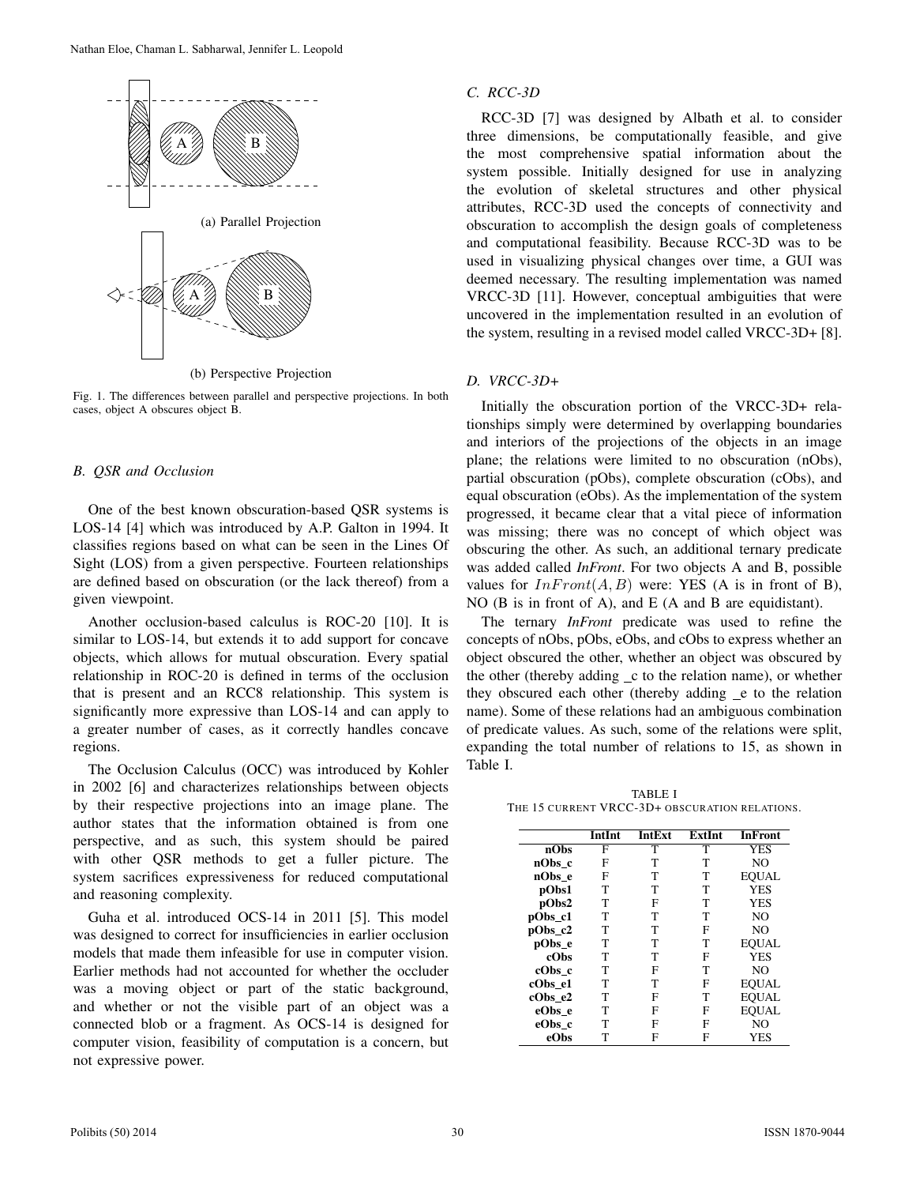(a) Parallel Projection

(b) Perspective Projection

Fig. 1. The differences between parallel and perspective projections. In both cases, object A obscures object B.

### B. QSR and Occlusion

One of the best known obscuration-based QSR systems is LOS-14 [4] which was introduced by A.P. Galton in 1994. It classifies regions based on what can be seen in the Lines Of Sight (LOS) from a given perspective. Fourteen relationships are defined based on obscuration (or the lack thereof) from a given viewpoint.

Another occlusion-based calculus is ROC-20 [10]. It is similar to LOS-14, but extends it to add support for concave objects, which allows for mutual obscuration. Every spatial relationship in ROC-20 is defined in terms of the occlusion that is present and an RCC8 relationship. This system is significantly more expressive than LOS-14 and can apply to a greater number of cases, as it correctly handles concave regions.

The Occlusion Calculus (OCC) was introduced by Kohler in 2002 [6] and characterizes relationships between objects by their respective projections into an image plane. The author states that the information obtained is from one perspective, and as such, this system should be paired with other QSR methods to get a fuller picture. The system sacrifices expressiveness for reduced computational and reasoning complexity.

Guha et al. introduced OCS-14 in 2011 [5]. This model was designed to correct for insufficiencies in earlier occlusion models that made them infeasible for use in computer vision. Earlier methods had not accounted for whether the occluder was a moving object or part of the static background, and whether or not the visible part of an object was a connected blob or a fragment. As OCS-14 is designed for computer vision, feasibility of computation is a concern, but not expressive power.

### C. RCC-3D

RCC-3D [7] was designed by Albath et al. to consider three dimensions, be computationally feasible, and give the most comprehensive spatial information about the system possible. Initially designed for use in analyzing the evolution of skeletal structures and other physical attributes, RCC-3D used the concepts of connectivity and obscuration to accomplish the design goals of completeness and computational feasibility. Because RCC-3D was to be used in visualizing physical changes over time, a GUI was deemed necessary. The resulting implementation was named VRCC-3D [11]. However, conceptual ambiguities that were uncovered in the implementation resulted in an evolution of the system, resulting in a revised model called VRCC-3D+ [8].

### D. VRCC-3D+

Initially the obscuration portion of the VRCC-3D+ relationships simply were determined by overlapping boundaries and interiors of the projections of the objects in an image plane; the relations were limited to no obscuration (nObs), partial obscuration (pObs), complete obscuration (cObs), and equal obscuration (eObs). As the implementation of the system progressed, it became clear that a vital piece of information was missing; there was no concept of which object was obscuring the other. As such, an additional ternary predicate was added called *InFront*. For two objects A and B, possible values for $InFront(A, B)$ were: YES (A is in front of B), NO (B is in front of A), and E (A and B are equidistant).

The ternary *InFront* predicate was used to refine the concepts of nObs, pObs, eObs, and cObs to express whether an object obscured the other, whether an object was obscured by the other (thereby adding _c to the relation name), or whether they obscured each other (thereby adding _e to the relation name). Some of these relations had an ambiguous combination of predicate values. As such, some of the relations were split, expanding the total number of relations to 15, as shown in Table I.

TABLE I
THE 15 CURRENT VRCC-3D+ OBSCURATION RELATIONS.

| | IntInt | IntExt | ExtInt | InFront |
|---|---|---|---|---|
| **nObs** | F | T | T | YES |
| **nObs_c** | F | T | T | NO |
| **nObs_e** | F | T | T | EQUAL |
| **pObs1** | T | T | T | YES |
| **pObs2** | T | F | T | YES |
| **pObs_c1** | T | T | T | NO |
| **pObs_c2** | T | T | F | NO |
| **pObs_e** | T | T | T | EQUAL |
| **cObs** | T | T | F | YES |
| **cObs_c** | T | F | T | NO |
| **cObs_e1** | T | T | F | EQUAL |
| **cObs_e2** | T | F | T | EQUAL |
| **eObs_e** | T | F | F | EQUAL |
| **eObs_c** | T | F | F | NO |
| **eObs** | T | F | F | YES |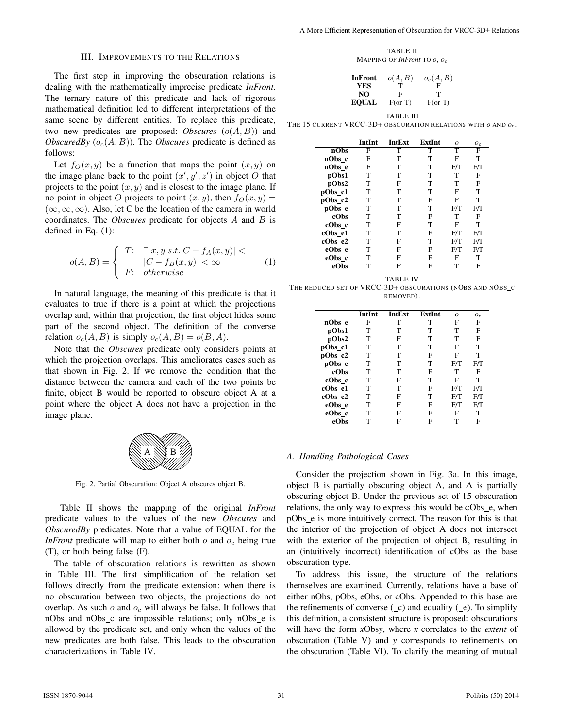## III. Improvements to the Relations

The first step in improving the obscuration relations is dealing with the mathematically imprecise predicate *InFront*. The ternary nature of this predicate and lack of rigorous mathematical definition led to different interpretations of the same scene by different entities. To replace this predicate, two new predicates are proposed: *Obscures* ($o(A,B)$) and *ObscuredBy* ($o_c(A,B)$). The *Obscures* predicate is defined as follows:

Let $f_O(x,y)$ be a function that maps the point $(x,y)$ on the image plane back to the point $(x',y',z')$ in object $O$ that projects to the point $(x,y)$ and is closest to the image plane. If no point in object $O$ projects to point $(x,y)$, then $f_O(x,y) = (\infty,\infty,\infty)$. Also, let C be the location of the camera in world coordinates. The *Obscures* predicate for objects $A$ and $B$ is defined in Eq. (1):

$$o(A,B) = \begin{cases} T: & \exists\, x,y \; s.t. |C - f_A(x,y)| < \\ & |C - f_B(x,y)| < \infty \\ F: & otherwise \end{cases} \quad (1)$$

In natural language, the meaning of this predicate is that it evaluates to true if there is a point at which the projections overlap and, within that projection, the first object hides some part of the second object. The definition of the converse relation $o_c(A,B)$ is simply $o_c(A,B) = o(B,A)$.

Note that the *Obscures* predicate only considers points at which the projection overlaps. This ameliorates cases such as that shown in Fig. 2. If we remove the condition that the distance between the camera and each of the two points be finite, object B would be reported to obscure object A at a point where the object A does not have a projection in the image plane.

Fig. 2. Partial Obscuration: Object A obscures object B.

Table II shows the mapping of the original *InFront* predicate values to the values of the new *Obscures* and *ObscuredBy* predicates. Note that a value of EQUAL for the *InFront* predicate will map to either both $o$ and $o_c$ being true (T), or both being false (F).

The table of obscuration relations is rewritten as shown in Table III. The first simplification of the relation set follows directly from the predicate extension: when there is no obscuration between two objects, the projections do not overlap. As such $o$ and $o_c$ will always be false. It follows that nObs and nObs_c are impossible relations; only nObs_e is allowed by the predicate set, and only when the values of the new predicates are both false. This leads to the obscuration characterizations in Table IV.

TABLE II
Mapping of *InFront* to $o$, $o_c$

| InFront | $o(A,B)$ | $o_c(A,B)$ |
|---|---|---|
| **YES** | T | F |
| **NO** | F | T |
| **EQUAL** | F(or T) | F(or T) |

TABLE III
The 15 current VRCC-3D+ obscuration relations with $o$ and $o_c$.

| | IntInt | IntExt | ExtInt | $o$ | $o_c$ |
|---|---|---|---|---|---|
| **nObs** | F | T | T | T | F |
| **nObs_c** | F | T | T | F | T |
| **nObs_e** | F | T | T | F/T | F/T |
| **pObs1** | T | T | T | T | F |
| **pObs2** | T | F | T | T | F |
| **pObs_c1** | T | T | T | F | T |
| **pObs_c2** | T | T | F | F | T |
| **pObs_e** | T | T | T | F/T | F/T |
| **cObs** | T | T | F | T | F |
| **cObs_c** | T | F | T | F | T |
| **cObs_e1** | T | T | F | F/T | F/T |
| **cObs_e2** | T | F | T | F/T | F/T |
| **eObs_e** | T | F | F | F/T | F/T |
| **eObs_c** | T | F | F | F | T |
| **eObs** | T | F | F | T | F |

TABLE IV
The reduced set of VRCC-3D+ obscurations (nObs and nObs_c removed).

| | IntInt | IntExt | ExtInt | $o$ | $o_c$ |
|---|---|---|---|---|---|
| **nObs_e** | F | T | T | F | F |
| **pObs1** | T | T | T | T | F |
| **pObs2** | T | F | T | T | F |
| **pObs_c1** | T | T | T | F | T |
| **pObs_c2** | T | T | F | F | T |
| **pObs_e** | T | T | T | F/T | F/T |
| **cObs** | T | T | F | T | F |
| **cObs_c** | T | F | T | F | T |
| **cObs_e1** | T | T | F | F/T | F/T |
| **cObs_e2** | T | F | T | F/T | F/T |
| **eObs_e** | T | F | F | F/T | F/T |
| **eObs_c** | T | F | F | F | T |
| **eObs** | T | F | F | T | F |

### A. Handling Pathological Cases

Consider the projection shown in Fig. 3a. In this image, object B is partially obscuring object A, and A is partially obscuring object B. Under the previous set of 15 obscuration relations, the only way to express this would be cObs_e, when pObs_e is more intuitively correct. The reason for this is that the interior of the projection of object A does not intersect with the exterior of the projection of object B, resulting in an (intuitively incorrect) identification of cObs as the base obscuration type.

To address this issue, the structure of the relations themselves are examined. Currently, relations have a base of either nObs, pObs, eObs, or cObs. Appended to this base are the refinements of converse (_c) and equality (_e). To simplify this definition, a consistent structure is proposed: obscurations will have the form *x*Obs*y*, where *x* correlates to the *extent* of obscuration (Table V) and *y* corresponds to refinements on the obscuration (Table VI). To clarify the meaning of mutual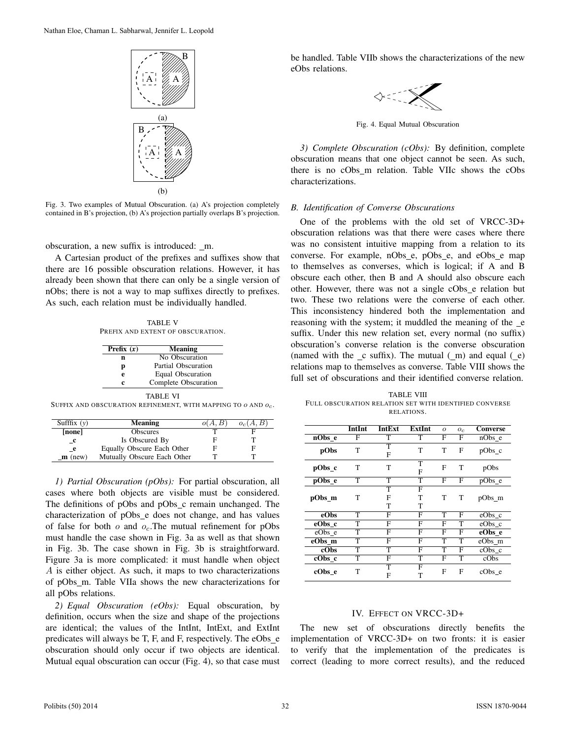Fig. 3. Two examples of Mutual Obscuration. (a) A's projection completely contained in B's projection, (b) A's projection partially overlaps B's projection.

obscuration, a new suffix is introduced: _m.

A Cartesian product of the prefixes and suffixes show that there are 16 possible obscuration relations. However, it has already been shown that there can only be a single version of nObs; there is not a way to map suffixes directly to prefixes. As such, each relation must be individually handled.

TABLE V
PREFIX AND EXTENT OF OBSCURATION.

| Prefix ($x$) | Meaning |
|---|---|
| **n** | No Obscuration |
| **p** | Partial Obscuration |
| **e** | Equal Obscuration |
| **c** | Complete Obscuration |

TABLE VI
SUFFIX AND OBSCURATION REFINEMENT, WITH MAPPING TO $o$ AND $o_c$.

| Sufffix ($y$) | Meaning | $o(A, B)$ | $o_c(A, B)$ |
|---|---|---|---|
| **[none]** | Obscures | T | F |
| **_c** | Is Obscured By | F | T |
| **_e** | Equally Obscure Each Other | F | F |
| **_m** (new) | Mutually Obscure Each Other | T | T |

*1) Partial Obscuration (pObs):* For partial obscuration, all cases where both objects are visible must be considered. The definitions of pObs and pObs_c remain unchanged. The characterization of pObs_e does not change, and has values of false for both $o$ and $o_c$.The mutual refinement for pObs must handle the case shown in Fig. 3a as well as that shown in Fig. 3b. The case shown in Fig. 3b is straightforward. Figure 3a is more complicated: it must handle when object $A$ is either object. As such, it maps to two characterizations of pObs_m. Table VIIa shows the new characterizations for all pObs relations.

*2) Equal Obscuration (eObs):* Equal obscuration, by definition, occurs when the size and shape of the projections are identical; the values of the IntInt, IntExt, and ExtInt predicates will always be T, F, and F, respectively. The eObs_e obscuration should only occur if two objects are identical. Mutual equal obscuration can occur (Fig. 4), so that case must be handled. Table VIIb shows the characterizations of the new eObs relations.

Fig. 4. Equal Mutual Obscuration

*3) Complete Obscuration (cObs):* By definition, complete obscuration means that one object cannot be seen. As such, there is no cObs_m relation. Table VIIc shows the cObs characterizations.

### B. Identification of Converse Obscurations

One of the problems with the old set of VRCC-3D+ obscuration relations was that there were cases where there was no consistent intuitive mapping from a relation to its converse. For example, nObs_e, pObs_e, and eObs_e map to themselves as converses, which is logical; if A and B obscure each other, then B and A should also obscure each other. However, there was not a single cObs_e relation but two. These two relations were the converse of each other. This inconsistency hindered both the implementation and reasoning with the system; it muddled the meaning of the _e suffix. Under this new relation set, every normal (no suffix) obscuration's converse relation is the converse obscuration (named with the _c suffix). The mutual (_m) and equal (_e) relations map to themselves as converse. Table VIII shows the full set of obscurations and their identified converse relation.

TABLE VIII
FULL OBSCURATION RELATION SET WITH IDENTIFIED CONVERSE RELATIONS.

| | IntInt | IntExt | ExtInt | $o$ | $o_c$ | Converse |
|---|---|---|---|---|---|---|
| **nObs_e** | F | T | T | F | F | nObs_e |
| **pObs** | T | T<br>F | T | T | F | pObs_c |
| **pObs_c** | T | T | T<br>F | F | T | pObs |
| **pObs_e** | T | T | T | F | F | pObs_e |
| **pObs_m** | T | T<br>F<br>T | F<br>T<br>T | T | T | pObs_m |
| **eObs** | T | F | F | T | F | eObs_c |
| **eObs_c** | T | F | F | F | T | eObs_c |
| eObs_e | T | F | F | F | F | **eObs_e** |
| **eObs_m** | T | F | F | T | T | eObs_m |
| **cObs** | T | T | F | T | F | cObs_c |
| **cObs_c** | T | F | T | F | T | cObs |
| **cObs_e** | T | T<br>F | F<br>T | F | F | cObs_e |

## IV. EFFECT ON VRCC-3D+

The new set of obscurations directly benefits the implementation of VRCC-3D+ on two fronts: it is easier to verify that the implementation of the predicates is correct (leading to more correct results), and the reduced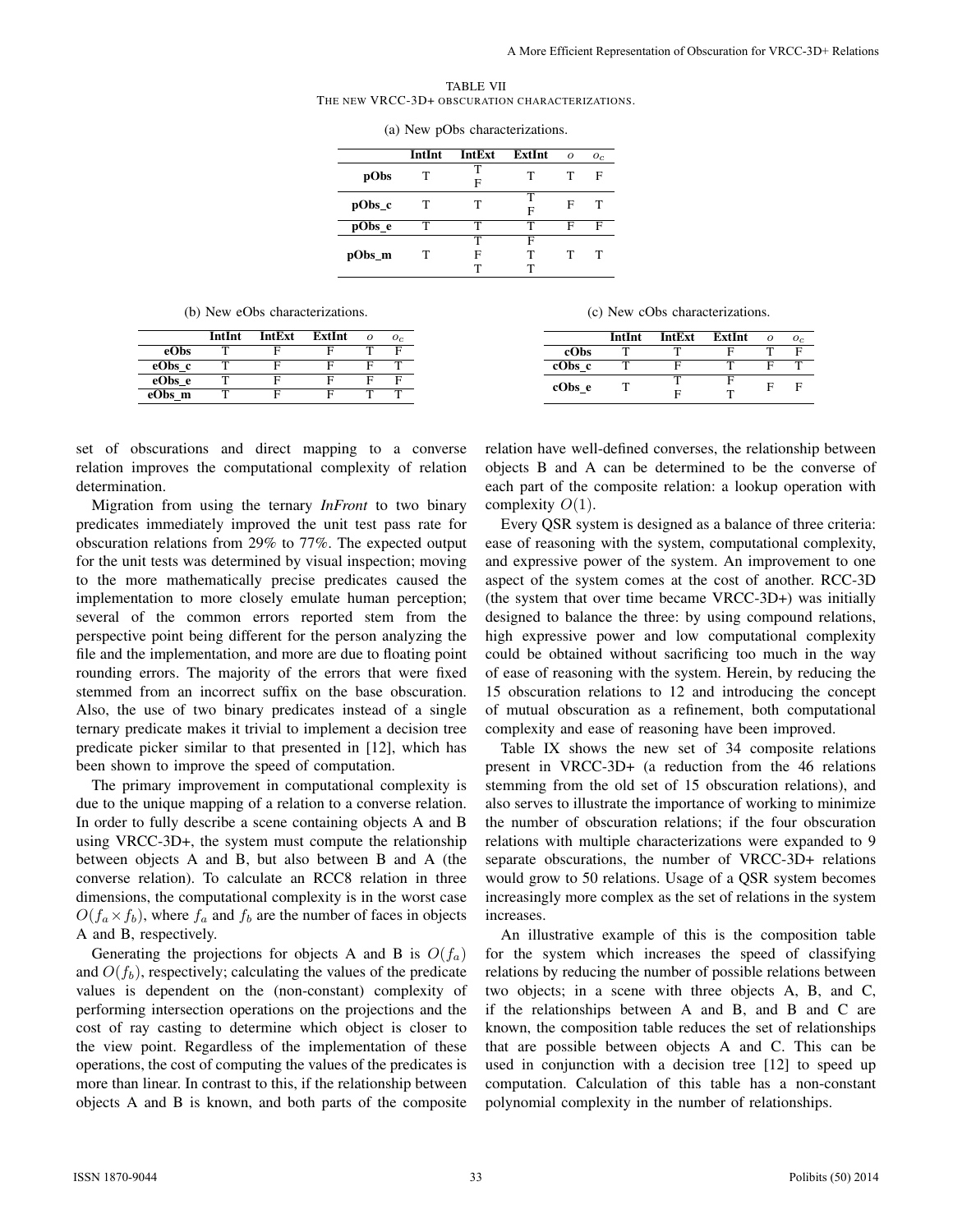TABLE VII
THE NEW VRCC-3D+ OBSCURATION CHARACTERIZATIONS.

(a) New pObs characterizations.

| | IntInt | IntExt | ExtInt | $o$ | $o_c$ |
|---|---|---|---|---|---|
| **pObs** | T | T | T | T | F |
| | | F | | | |
| **pObs_c** | T | T | T | F | T |
| | | | F | | |
| **pObs_e** | T | T | T | F | F |
| **pObs_m** | T | T | F | T | T |
| | | F | T | | |
| | | T | T | | |

(b) New eObs characterizations.

| | IntInt | IntExt | ExtInt | $o$ | $o_c$ |
|---|---|---|---|---|---|
| **eObs** | T | F | F | T | F |
| **eObs_c** | T | F | F | F | T |
| **eObs_e** | T | F | F | F | F |
| **eObs_m** | T | F | F | T | T |

(c) New cObs characterizations.

| | IntInt | IntExt | ExtInt | $o$ | $o_c$ |
|---|---|---|---|---|---|
| **cObs** | T | T | F | T | F |
| **cObs_c** | T | F | T | F | T |
| **cObs_e** | T | T | F | F | F |
| | | F | T | | |

set of obscurations and direct mapping to a converse relation improves the computational complexity of relation determination.

Migration from using the ternary *InFront* to two binary predicates immediately improved the unit test pass rate for obscuration relations from 29% to 77%. The expected output for the unit tests was determined by visual inspection; moving to the more mathematically precise predicates caused the implementation to more closely emulate human perception; several of the common errors reported stem from the perspective point being different for the person analyzing the file and the implementation, and more are due to floating point rounding errors. The majority of the errors that were fixed stemmed from an incorrect suffix on the base obscuration. Also, the use of two binary predicates instead of a single ternary predicate makes it trivial to implement a decision tree predicate picker similar to that presented in [12], which has been shown to improve the speed of computation.

The primary improvement in computational complexity is due to the unique mapping of a relation to a converse relation. In order to fully describe a scene containing objects A and B using VRCC-3D+, the system must compute the relationship between objects A and B, but also between B and A (the converse relation). To calculate an RCC8 relation in three dimensions, the computational complexity is in the worst case $O(f_a \times f_b)$, where $f_a$ and $f_b$ are the number of faces in objects A and B, respectively.

Generating the projections for objects A and B is $O(f_a)$ and $O(f_b)$, respectively; calculating the values of the predicate values is dependent on the (non-constant) complexity of performing intersection operations on the projections and the cost of ray casting to determine which object is closer to the view point. Regardless of the implementation of these operations, the cost of computing the values of the predicates is more than linear. In contrast to this, if the relationship between objects A and B is known, and both parts of the composite relation have well-defined converses, the relationship between objects B and A can be determined to be the converse of each part of the composite relation: a lookup operation with complexity $O(1)$.

Every QSR system is designed as a balance of three criteria: ease of reasoning with the system, computational complexity, and expressive power of the system. An improvement to one aspect of the system comes at the cost of another. RCC-3D (the system that over time became VRCC-3D+) was initially designed to balance the three: by using compound relations, high expressive power and low computational complexity could be obtained without sacrificing too much in the way of ease of reasoning with the system. Herein, by reducing the 15 obscuration relations to 12 and introducing the concept of mutual obscuration as a refinement, both computational complexity and ease of reasoning have been improved.

Table IX shows the new set of 34 composite relations present in VRCC-3D+ (a reduction from the 46 relations stemming from the old set of 15 obscuration relations), and also serves to illustrate the importance of working to minimize the number of obscuration relations; if the four obscuration relations with multiple characterizations were expanded to 9 separate obscurations, the number of VRCC-3D+ relations would grow to 50 relations. Usage of a QSR system becomes increasingly more complex as the set of relations in the system increases.

An illustrative example of this is the composition table for the system which increases the speed of classifying relations by reducing the number of possible relations between two objects; in a scene with three objects A, B, and C, if the relationships between A and B, and B and C are known, the composition table reduces the set of relationships that are possible between objects A and C. This can be used in conjunction with a decision tree [12] to speed up computation. Calculation of this table has a non-constant polynomial complexity in the number of relationships.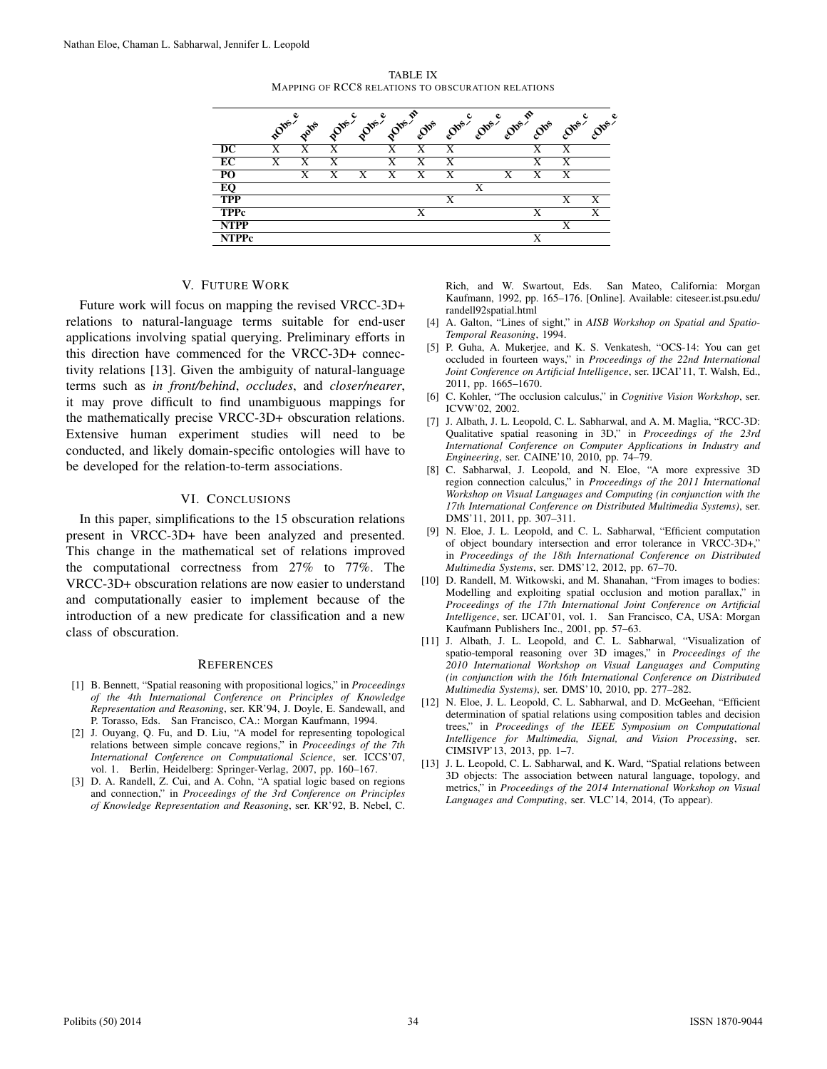TABLE IX
MAPPING OF RCC8 RELATIONS TO OBSCURATION RELATIONS

| | nObs_e | pObs | pObs_c | pObs_e | pObs_m | eObs | eObs_c | eObs_e | eObs_m | cObs | cObs_c | cObs_e |
|---|---|---|---|---|---|---|---|---|---|---|---|---|
| **DC** | X | X | X | | X | X | X | | | X | X | |
| **EC** | X | X | X | | X | X | X | | | X | X | |
| **PO** | | X | X | X | X | X | X | | X | X | X | |
| **EQ** | | | | | | | | X | | | | |
| **TPP** | | | | | | | X | | | | X | X |
| **TPPc** | | | | | | X | | | | X | | X |
| **NTPP** | | | | | | | | | | | X | |
| **NTPPc** | | | | | | | | | | X | | |

## V. FUTURE WORK

Future work will focus on mapping the revised VRCC-3D+ relations to natural-language terms suitable for end-user applications involving spatial querying. Preliminary efforts in this direction have commenced for the VRCC-3D+ connectivity relations [13]. Given the ambiguity of natural-language terms such as *in front/behind*, *occludes*, and *closer/nearer*, it may prove difficult to find unambiguous mappings for the mathematically precise VRCC-3D+ obscuration relations. Extensive human experiment studies will need to be conducted, and likely domain-specific ontologies will have to be developed for the relation-to-term associations.

## VI. CONCLUSIONS

In this paper, simplifications to the 15 obscuration relations present in VRCC-3D+ have been analyzed and presented. This change in the mathematical set of relations improved the computational correctness from 27% to 77%. The VRCC-3D+ obscuration relations are now easier to understand and computationally easier to implement because of the introduction of a new predicate for classification and a new class of obscuration.

## REFERENCES

[1] B. Bennett, "Spatial reasoning with propositional logics," in *Proceedings of the 4th International Conference on Principles of Knowledge Representation and Reasoning*, ser. KR'94, J. Doyle, E. Sandewall, and P. Torasso, Eds. San Francisco, CA.: Morgan Kaufmann, 1994.

[2] J. Ouyang, Q. Fu, and D. Liu, "A model for representing topological relations between simple concave regions," in *Proceedings of the 7th International Conference on Computational Science*, ser. ICCS'07, vol. 1. Berlin, Heidelberg: Springer-Verlag, 2007, pp. 160–167.

[3] D. A. Randell, Z. Cui, and A. Cohn, "A spatial logic based on regions and connection," in *Proceedings of the 3rd Conference on Principles of Knowledge Representation and Reasoning*, ser. KR'92, B. Nebel, C. Rich, and W. Swartout, Eds. San Mateo, California: Morgan Kaufmann, 1992, pp. 165–176. [Online]. Available: citeseer.ist.psu.edu/randell92spatial.html

[4] A. Galton, "Lines of sight," in *AISB Workshop on Spatial and Spatio-Temporal Reasoning*, 1994.

[5] P. Guha, A. Mukerjee, and K. S. Venkatesh, "OCS-14: You can get occluded in fourteen ways," in *Proceedings of the 22nd International Joint Conference on Artificial Intelligence*, ser. IJCAI'11, T. Walsh, Ed., 2011, pp. 1665–1670.

[6] C. Kohler, "The occlusion calculus," in *Cognitive Vision Workshop*, ser. ICVW'02, 2002.

[7] J. Albath, J. L. Leopold, C. L. Sabharwal, and A. M. Maglia, "RCC-3D: Qualitative spatial reasoning in 3D," in *Proceedings of the 23rd International Conference on Computer Applications in Industry and Engineering*, ser. CAINE'10, 2010, pp. 74–79.

[8] C. Sabharwal, J. Leopold, and N. Eloe, "A more expressive 3D region connection calculus," in *Proceedings of the 2011 International Workshop on Visual Languages and Computing (in conjunction with the 17th International Conference on Distributed Multimedia Systems)*, ser. DMS'11, 2011, pp. 307–311.

[9] N. Eloe, J. L. Leopold, and C. L. Sabharwal, "Efficient computation of object boundary intersection and error tolerance in VRCC-3D+," in *Proceedings of the 18th International Conference on Distributed Multimedia Systems*, ser. DMS'12, 2012, pp. 67–70.

[10] D. Randell, M. Witkowski, and M. Shanahan, "From images to bodies: Modelling and exploiting spatial occlusion and motion parallax," in *Proceedings of the 17th International Joint Conference on Artificial Intelligence*, ser. IJCAI'01, vol. 1. San Francisco, CA, USA: Morgan Kaufmann Publishers Inc., 2001, pp. 57–63.

[11] J. Albath, J. L. Leopold, and C. L. Sabharwal, "Visualization of spatio-temporal reasoning over 3D images," in *Proceedings of the 2010 International Workshop on Visual Languages and Computing (in conjunction with the 16th International Conference on Distributed Multimedia Systems)*, ser. DMS'10, 2010, pp. 277–282.

[12] N. Eloe, J. L. Leopold, C. L. Sabharwal, and D. McGeehan, "Efficient determination of spatial relations using composition tables and decision trees," in *Proceedings of the IEEE Symposium on Computational Intelligence for Multimedia, Signal, and Vision Processing*, ser. CIMSIVP'13, 2013, pp. 1–7.

[13] J. L. Leopold, C. L. Sabharwal, and K. Ward, "Spatial relations between 3D objects: The association between natural language, topology, and metrics," in *Proceedings of the 2014 International Workshop on Visual Languages and Computing*, ser. VLC'14, 2014, (To appear).